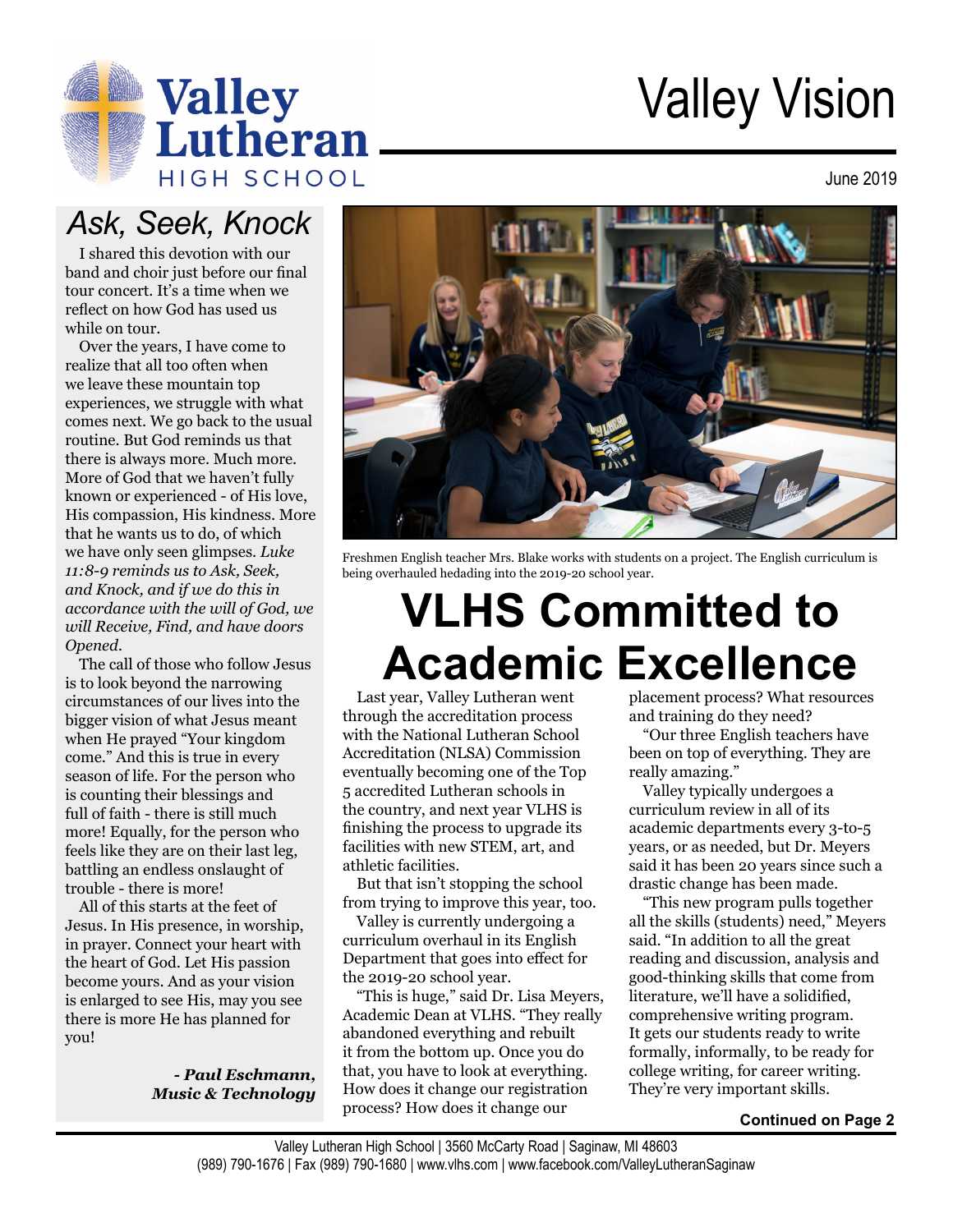# Valley Vision

June 2019

## Ask, Seek, Knock

I shared this devotion with our band and choir just before our final tour concert. It's a time when we reflect on how God has used us while on tour.

Over the years, I have come to realize that all too often when we leave these mountain top experiences, we struggle with what comes next. We go back to the usual routine. But God reminds us that there is always more. Much more. More of God that we haven't fully known or experienced - of His love, His compassion, His kindness. More that he wants us to do, of which we have only seen glimpses. *Luke 11:8-9 reminds us to Ask, Seek, and Knock, and if we do this in accordance with the will of God, we will Receive, Find, and have doors Opened.*

The call of those who follow Jesus is to look beyond the narrowing circumstances of our lives into the bigger vision of what Jesus meant when He prayed "Your kingdom come." And this is true in every season of life. For the person who is counting their blessings and full of faith - there is still much more! Equally, for the person who feels like they are on their last leg, battling an endless onslaught of trouble - there is more!

All of this starts at the feet of Jesus. In His presence, in worship, in prayer. Connect your heart with the heart of God. Let His passion become yours. And as your vision is enlarged to see His, may you see there is more He has planned for you!

***- Paul Eschmann, Music & Technology***

Freshmen English teacher Mrs. Blake works with students on a project. The English curriculum is being overhauled hedading into the 2019-20 school year.

# VLHS Committed to Academic Excellence

Last year, Valley Lutheran went through the accreditation process with the National Lutheran School Accreditation (NLSA) Commission eventually becoming one of the Top 5 accredited Lutheran schools in the country, and next year VLHS is finishing the process to upgrade its facilities with new STEM, art, and athletic facilities.

But that isn't stopping the school from trying to improve this year, too.

Valley is currently undergoing a curriculum overhaul in its English Department that goes into effect for the 2019-20 school year.

"This is huge," said Dr. Lisa Meyers, Academic Dean at VLHS. "They really abandoned everything and rebuilt it from the bottom up. Once you do that, you have to look at everything. How does it change our registration process? How does it change our placement process? What resources and training do they need?

"Our three English teachers have been on top of everything. They are really amazing."

Valley typically undergoes a curriculum review in all of its academic departments every 3-to-5 years, or as needed, but Dr. Meyers said it has been 20 years since such a drastic change has been made.

"This new program pulls together all the skills (students) need," Meyers said. "In addition to all the great reading and discussion, analysis and good-thinking skills that come from literature, we'll have a solidified, comprehensive writing program. It gets our students ready to write formally, informally, to be ready for college writing, for career writing. They're very important skills.

**Continued on Page 2**

Valley Lutheran High School | 3560 McCarty Road | Saginaw, MI 48603
(989) 790-1676 | Fax (989) 790-1680 | www.vlhs.com | www.facebook.com/ValleyLutheranSaginaw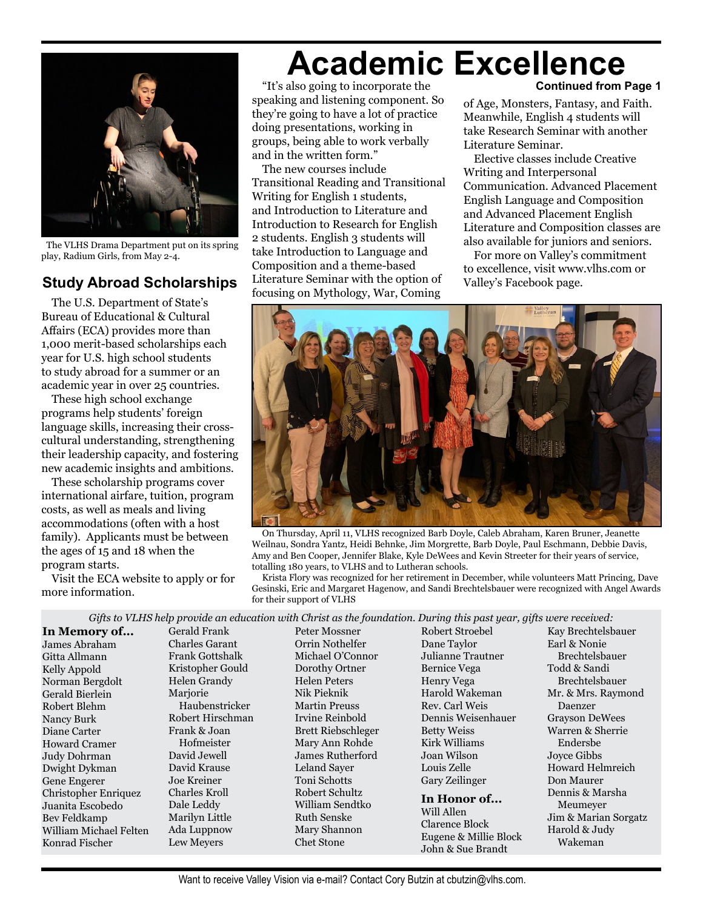The VLHS Drama Department put on its spring play, Radium Girls, from May 2-4.

## Study Abroad Scholarships

The U.S. Department of State's Bureau of Educational & Cultural Affairs (ECA) provides more than 1,000 merit-based scholarships each year for U.S. high school students to study abroad for a summer or an academic year in over 25 countries.

These high school exchange programs help students' foreign language skills, increasing their cross-cultural understanding, strengthening their leadership capacity, and fostering new academic insights and ambitions.

These scholarship programs cover international airfare, tuition, program costs, as well as meals and living accommodations (often with a host family). Applicants must be between the ages of 15 and 18 when the program starts.

Visit the ECA website to apply or for more information.

# Academic Excellence

**Continued from Page 1**

"It's also going to incorporate the speaking and listening component. So they're going to have a lot of practice doing presentations, working in groups, being able to work verbally and in the written form."

The new courses include Transitional Reading and Transitional Writing for English 1 students, and Introduction to Literature and Introduction to Research for English 2 students. English 3 students will take Introduction to Language and Composition and a theme-based Literature Seminar with the option of focusing on Mythology, War, Coming of Age, Monsters, Fantasy, and Faith. Meanwhile, English 4 students will take Research Seminar with another Literature Seminar.

Elective classes include Creative Writing and Interpersonal Communication. Advanced Placement English Language and Composition and Advanced Placement English Literature and Composition classes are also available for juniors and seniors.

For more on Valley's commitment to excellence, visit www.vlhs.com or Valley's Facebook page.

On Thursday, April 11, VLHS recognized Barb Doyle, Caleb Abraham, Karen Bruner, Jeanette Weilnau, Sondra Yantz, Heidi Behnke, Jim Morgrette, Barb Doyle, Paul Eschmann, Debbie Davis, Amy and Ben Cooper, Jennifer Blake, Kyle DeWees and Kevin Streeter for their years of service, totalling 180 years, to VLHS and to Lutheran schools.

Krista Flory was recognized for her retirement in December, while volunteers Matt Princing, Dave Gesinski, Eric and Margaret Hagenow, and Sandi Brechtelsbauer were recognized with Angel Awards for their support of VLHS

*Gifts to VLHS help provide an education with Christ as the foundation. During this past year, gifts were received:*

**In Memory of...**

James Abraham
Gitta Allmann
Kelly Appold
Norman Bergdolt
Gerald Bierlein
Robert Blehm
Nancy Burk
Diane Carter
Howard Cramer
Judy Dohrman
Dwight Dykman
Gene Engerer
Christopher Enriquez
Juanita Escobedo
Bev Feldkamp
William Michael Felten
Konrad Fischer
Gerald Frank
Charles Garant
Frank Gottshalk
Kristopher Gould
Helen Grandy
Marjorie Haubenstricker
Robert Hirschman
Frank & Joan Hofmeister
David Jewell
David Krause
Joe Kreiner
Charles Kroll
Dale Leddy
Marilyn Little
Ada Luppnow
Lew Meyers
Peter Mossner
Orrin Nothelfer
Michael O'Connor
Dorothy Ortner
Helen Peters
Nik Pieknik
Martin Preuss
Irvine Reinbold
Brett Riebschleger
Mary Ann Rohde
James Rutherford
Leland Sayer
Toni Schotts
Robert Schultz
William Sendtko
Ruth Senske
Mary Shannon
Chet Stone
Robert Stroebel
Dane Taylor
Julianne Trautner
Bernice Vega
Henry Vega
Harold Wakeman
Rev. Carl Weis
Dennis Weisenhauer
Betty Weiss
Kirk Williams
Joan Wilson
Louis Zelle
Gary Zeilinger

**In Honor of...**

Will Allen
Clarence Block
Eugene & Millie Block
John & Sue Brandt
Kay Brechtelsbauer
Earl & Nonie Brechtelsbauer
Todd & Sandi Brechtelsbauer
Mr. & Mrs. Raymond Daenzer
Grayson DeWees
Warren & Sherrie Endersbe
Joyce Gibbs
Howard Helmreich
Don Maurer
Dennis & Marsha Meumeyer
Jim & Marian Sorgatz
Harold & Judy Wakeman

Want to receive Valley Vision via e-mail? Contact Cory Butzin at cbutzin@vlhs.com.